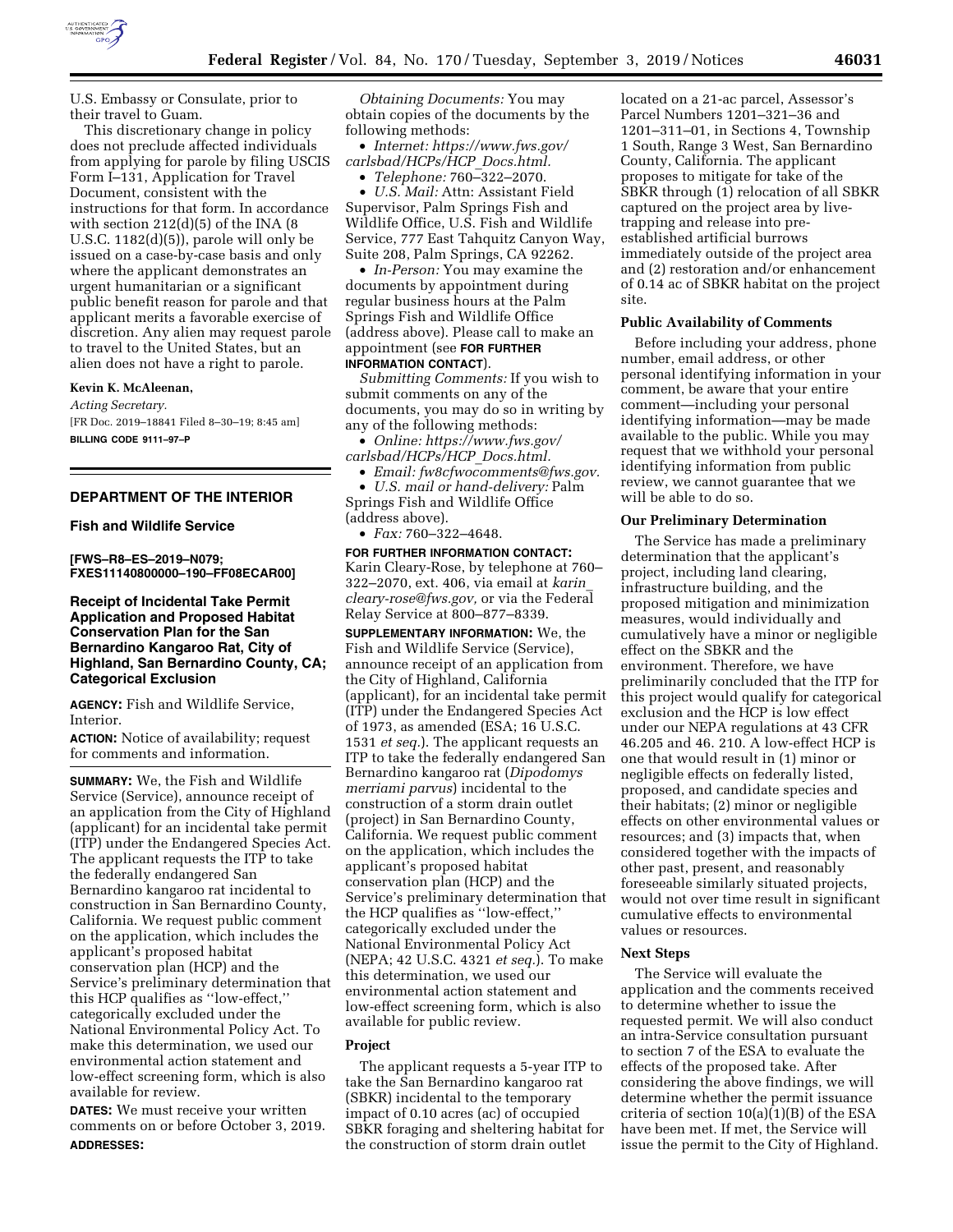U.S. Embassy or Consulate, prior to their travel to Guam.

This discretionary change in policy does not preclude affected individuals from applying for parole by filing USCIS Form I–131, Application for Travel Document, consistent with the instructions for that form. In accordance with section 212(d)(5) of the INA (8 U.S.C. 1182(d)(5)), parole will only be issued on a case-by-case basis and only where the applicant demonstrates an urgent humanitarian or a significant public benefit reason for parole and that applicant merits a favorable exercise of discretion. Any alien may request parole to travel to the United States, but an alien does not have a right to parole.

**Kevin K. McAleenan,**

*Acting Secretary.*

[FR Doc. 2019–18841 Filed 8–30–19; 8:45 am]

**BILLING CODE 9111–97–P**

---

## DEPARTMENT OF THE INTERIOR

### Fish and Wildlife Service

**[FWS–R8–ES–2019–N079; FXES11140800000–190–FF08ECAR00]**

### Receipt of Incidental Take Permit Application and Proposed Habitat Conservation Plan for the San Bernardino Kangaroo Rat, City of Highland, San Bernardino County, CA; Categorical Exclusion

**AGENCY:** Fish and Wildlife Service, Interior.

**ACTION:** Notice of availability; request for comments and information.

**SUMMARY:** We, the Fish and Wildlife Service (Service), announce receipt of an application from the City of Highland (applicant) for an incidental take permit (ITP) under the Endangered Species Act. The applicant requests the ITP to take the federally endangered San Bernardino kangaroo rat incidental to construction in San Bernardino County, California. We request public comment on the application, which includes the applicant's proposed habitat conservation plan (HCP) and the Service's preliminary determination that this HCP qualifies as "low-effect," categorically excluded under the National Environmental Policy Act. To make this determination, we used our environmental action statement and low-effect screening form, which is also available for review.

**DATES:** We must receive your written comments on or before October 3, 2019.

**ADDRESSES:**

*Obtaining Documents:* You may obtain copies of the documents by the following methods:

- *Internet: https://www.fws.gov/carlsbad/HCPs/HCP_Docs.html.*
- *Telephone:* 760–322–2070.
- *U.S. Mail:* Attn: Assistant Field Supervisor, Palm Springs Fish and Wildlife Office, U.S. Fish and Wildlife Service, 777 East Tahquitz Canyon Way, Suite 208, Palm Springs, CA 92262.
- *In-Person:* You may examine the documents by appointment during regular business hours at the Palm Springs Fish and Wildlife Office (address above). Please call to make an appointment (see **FOR FURTHER INFORMATION CONTACT**).

*Submitting Comments:* If you wish to submit comments on any of the documents, you may do so in writing by any of the following methods:

- *Online: https://www.fws.gov/carlsbad/HCPs/HCP_Docs.html.*
- *Email: fw8cfwocomments@fws.gov.*
- *U.S. mail or hand-delivery:* Palm Springs Fish and Wildlife Office (address above).
- *Fax:* 760–322–4648.

**FOR FURTHER INFORMATION CONTACT:** Karin Cleary-Rose, by telephone at 760–322–2070, ext. 406, via email at *karin_cleary-rose@fws.gov,* or via the Federal Relay Service at 800–877–8339.

**SUPPLEMENTARY INFORMATION:** We, the Fish and Wildlife Service (Service), announce receipt of an application from the City of Highland, California (applicant), for an incidental take permit (ITP) under the Endangered Species Act of 1973, as amended (ESA; 16 U.S.C. 1531 *et seq.*). The applicant requests an ITP to take the federally endangered San Bernardino kangaroo rat (*Dipodomys merriami parvus*) incidental to the construction of a storm drain outlet (project) in San Bernardino County, California. We request public comment on the application, which includes the applicant's proposed habitat conservation plan (HCP) and the Service's preliminary determination that the HCP qualifies as "low-effect," categorically excluded under the National Environmental Policy Act (NEPA; 42 U.S.C. 4321 *et seq.*). To make this determination, we used our environmental action statement and low-effect screening form, which is also available for public review.

#### Project

The applicant requests a 5-year ITP to take the San Bernardino kangaroo rat (SBKR) incidental to the temporary impact of 0.10 acres (ac) of occupied SBKR foraging and sheltering habitat for the construction of storm drain outlet located on a 21-ac parcel, Assessor's Parcel Numbers 1201–321–36 and 1201–311–01, in Sections 4, Township 1 South, Range 3 West, San Bernardino County, California. The applicant proposes to mitigate for take of the SBKR through (1) relocation of all SBKR captured on the project area by live-trapping and release into pre-established artificial burrows immediately outside of the project area and (2) restoration and/or enhancement of 0.14 ac of SBKR habitat on the project site.

#### Public Availability of Comments

Before including your address, phone number, email address, or other personal identifying information in your comment, be aware that your entire comment—including your personal identifying information—may be made available to the public. While you may request that we withhold your personal identifying information from public review, we cannot guarantee that we will be able to do so.

#### Our Preliminary Determination

The Service has made a preliminary determination that the applicant's project, including land clearing, infrastructure building, and the proposed mitigation and minimization measures, would individually and cumulatively have a minor or negligible effect on the SBKR and the environment. Therefore, we have preliminarily concluded that the ITP for this project would qualify for categorical exclusion and the HCP is low effect under our NEPA regulations at 43 CFR 46.205 and 46. 210. A low-effect HCP is one that would result in (1) minor or negligible effects on federally listed, proposed, and candidate species and their habitats; (2) minor or negligible effects on other environmental values or resources; and (3) impacts that, when considered together with the impacts of other past, present, and reasonably foreseeable similarly situated projects, would not over time result in significant cumulative effects to environmental values or resources.

#### Next Steps

The Service will evaluate the application and the comments received to determine whether to issue the requested permit. We will also conduct an intra-Service consultation pursuant to section 7 of the ESA to evaluate the effects of the proposed take. After considering the above findings, we will determine whether the permit issuance criteria of section 10(a)(1)(B) of the ESA have been met. If met, the Service will issue the permit to the City of Highland.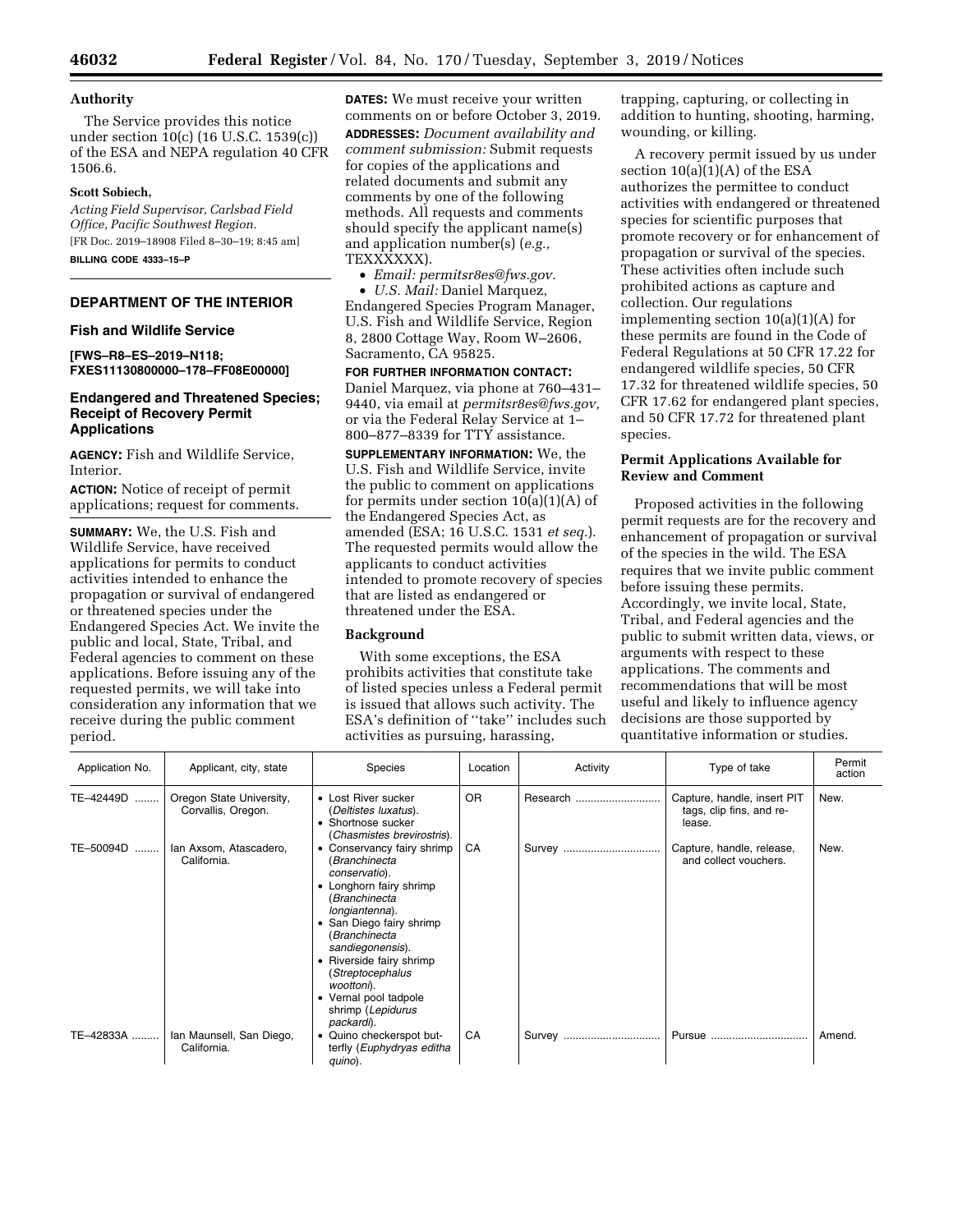## Authority

The Service provides this notice under section 10(c) (16 U.S.C. 1539(c)) of the ESA and NEPA regulation 40 CFR 1506.6.

**Scott Sobiech,**

*Acting Field Supervisor, Carlsbad Field Office, Pacific Southwest Region.*

[FR Doc. 2019–18908 Filed 8–30–19; 8:45 am]

**BILLING CODE 4333–15–P**

---

## DEPARTMENT OF THE INTERIOR

### Fish and Wildlife Service

**[FWS–R8–ES–2019–N118; FXES11130800000–178–FF08E00000]**

### Endangered and Threatened Species; Receipt of Recovery Permit Applications

**AGENCY:** Fish and Wildlife Service, Interior.

**ACTION:** Notice of receipt of permit applications; request for comments.

**SUMMARY:** We, the U.S. Fish and Wildlife Service, have received applications for permits to conduct activities intended to enhance the propagation or survival of endangered or threatened species under the Endangered Species Act. We invite the public and local, State, Tribal, and Federal agencies to comment on these applications. Before issuing any of the requested permits, we will take into consideration any information that we receive during the public comment period.

**DATES:** We must receive your written comments on or before October 3, 2019.

**ADDRESSES:** *Document availability and comment submission:* Submit requests for copies of the applications and related documents and submit any comments by one of the following methods. All requests and comments should specify the applicant name(s) and application number(s) (*e.g.,* TEXXXXXX).

- *Email: permitsr8es@fws.gov.*
- *U.S. Mail:* Daniel Marquez, Endangered Species Program Manager, U.S. Fish and Wildlife Service, Region 8, 2800 Cottage Way, Room W–2606, Sacramento, CA 95825.

**FOR FURTHER INFORMATION CONTACT:** Daniel Marquez, via phone at 760–431–9440, via email at *permitsr8es@fws.gov,* or via the Federal Relay Service at 1–800–877–8339 for TTY assistance.

**SUPPLEMENTARY INFORMATION:** We, the U.S. Fish and Wildlife Service, invite the public to comment on applications for permits under section 10(a)(1)(A) of the Endangered Species Act, as amended (ESA; 16 U.S.C. 1531 *et seq.*). The requested permits would allow the applicants to conduct activities intended to promote recovery of species that are listed as endangered or threatened under the ESA.

## Background

With some exceptions, the ESA prohibits activities that constitute take of listed species unless a Federal permit is issued that allows such activity. The ESA's definition of "take" includes such activities as pursuing, harassing, trapping, capturing, or collecting in addition to hunting, shooting, harming, wounding, or killing.

A recovery permit issued by us under section 10(a)(1)(A) of the ESA authorizes the permittee to conduct activities with endangered or threatened species for scientific purposes that promote recovery or for enhancement of propagation or survival of the species. These activities often include such prohibited actions as capture and collection. Our regulations implementing section 10(a)(1)(A) for these permits are found in the Code of Federal Regulations at 50 CFR 17.22 for endangered wildlife species, 50 CFR 17.32 for threatened wildlife species, 50 CFR 17.62 for endangered plant species, and 50 CFR 17.72 for threatened plant species.

## Permit Applications Available for Review and Comment

Proposed activities in the following permit requests are for the recovery and enhancement of propagation or survival of the species in the wild. The ESA requires that we invite public comment before issuing these permits. Accordingly, we invite local, State, Tribal, and Federal agencies and the public to submit written data, views, or arguments with respect to these applications. The comments and recommendations that will be most useful and likely to influence agency decisions are those supported by quantitative information or studies.

| Application No. | Applicant, city, state | Species | Location | Activity | Type of take | Permit action |
|---|---|---|---|---|---|---|
| TE–42449D | Oregon State University, Corvallis, Oregon. | • Lost River sucker (*Deltistes luxatus*). • Shortnose sucker (*Chasmistes brevirostris*). | OR | Research | Capture, handle, insert PIT tags, clip fins, and release. | New. |
| TE–50094D | Ian Axsom, Atascadero, California. | • Conservancy fairy shrimp (*Branchinecta conservatio*). • Longhorn fairy shrimp (*Branchinecta longiantenna*). • San Diego fairy shrimp (*Branchinecta sandiegonensis*). • Riverside fairy shrimp (*Streptocephalus wootoni*). • Vernal pool tadpole shrimp (*Lepidurus packardi*). | CA | Survey | Capture, handle, release, and collect vouchers. | New. |
| TE–42833A | Ian Maunsell, San Diego, California. | • Quino checkerspot butterfly (*Euphydryas editha quino*). | CA | Survey | Pursue | Amend. |